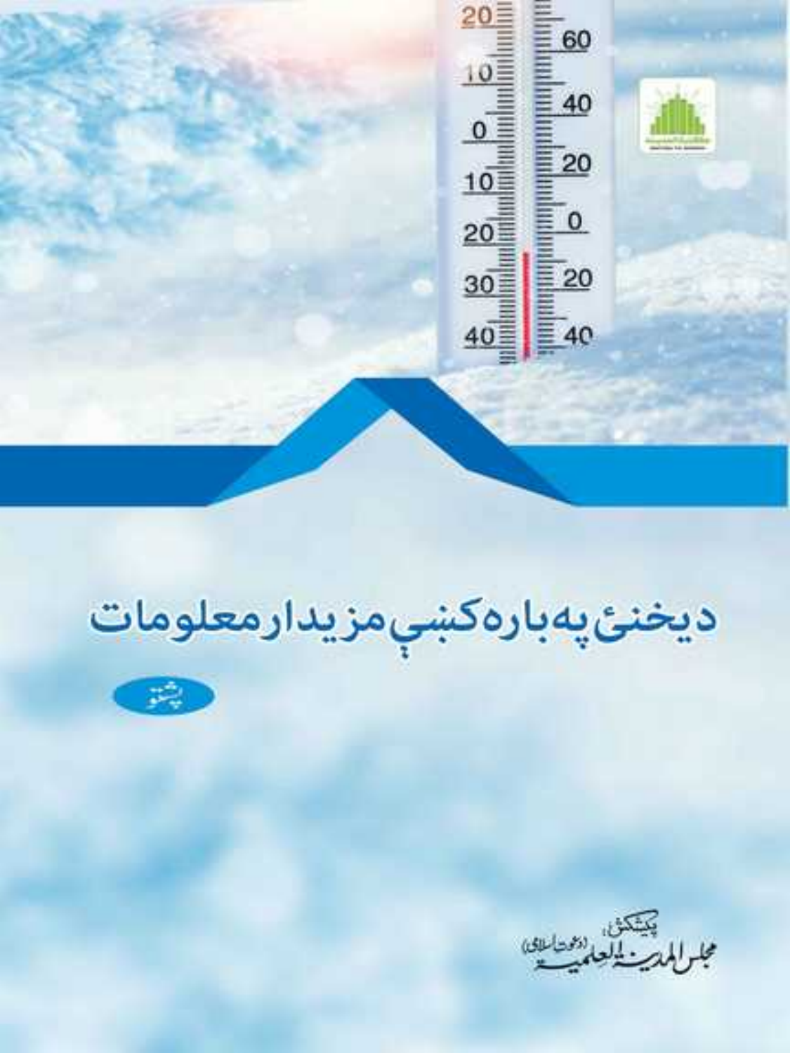# دیخنۍ په باره کښې مزیدار معلومات

پښتو

پیشکش: مجلس المدینۃ العلمیۃ (دعوتِ اسلامی)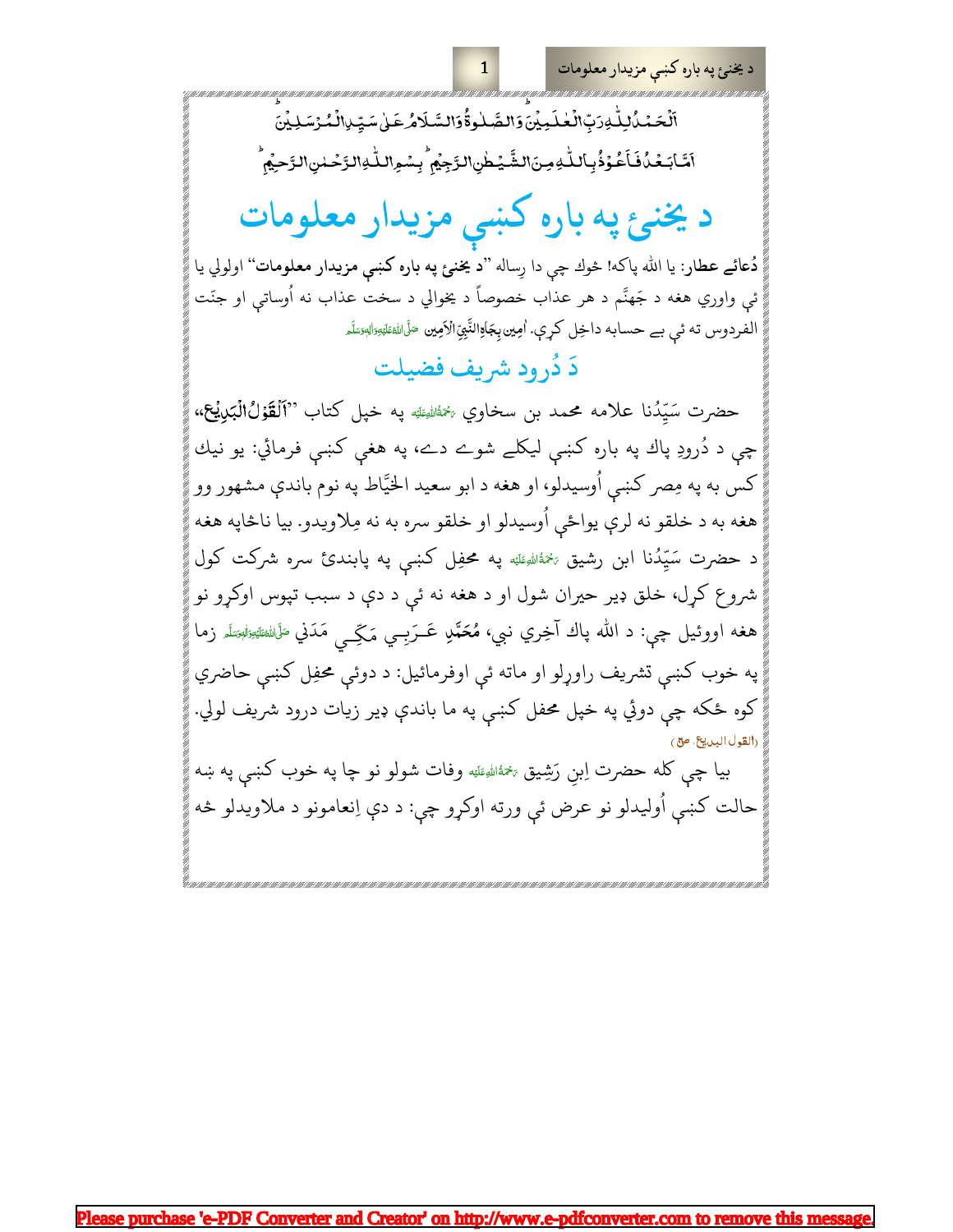اَلْحَمْدُ لِلّٰهِ رَبِّ الْعٰلَمِيْنَ وَالصَّلٰوةُ وَالسَّلَامُ عَلٰى سَيِّدِ الْمُرْسَلِيْنَ

اَمَّا بَعْدُ فَاَعُوْذُ بِاللّٰهِ مِنَ الشَّيْطٰنِ الرَّجِيْمِ ط بِسْمِ اللّٰهِ الرَّحْمٰنِ الرَّحِيْمِ ط

# د يخنئ په باره كښې مزيدار معلومات

**دُعائے عطار**: يا الله پاكه! څوك چې دا رِساله "**د يخنئ په باره كښې مزيدار معلومات**" اولولي يا ئې واوري هغه د جَهنَّم د هر عذاب خصوصاً د يخوالي د سخت عذاب نه اُوساتې او جنّت الفردوس ته ئې بے حسابه داخِل كړې. اٰمِين بِجَاهِ النَّبِيِّ الْاَمِين صَلَّى اللهُ عَلَيْهِ وَاٰلِهٖ وَسَلَّم

## دَ دُرود شريف فضيلت

حضرت سَيِّدُنا علامه محمد بن سخاوي رَحْمَةُ اللهِ عَلَيْه په خپل كتاب "**اَلْقَوْلُ الْبَدِيْع**" چې د دُرودِ پاك په باره كښې ليكلے شوے دے، په هغې كښې فرمائي: يو نيك كس به په مِصر كښې اُوسيدلو، او هغه د ابو سعيد الخيَّاط په نوم باندې مشهور وو هغه به د خلقو نه لرې يواځې اُوسيدلو او خلقو سره به نه مِلاويدو. بيا ناڅاپه هغه د حضرت سَيِّدُنا ابن رشيق رَحْمَةُ اللهِ عَلَيْه په محفِل كښې په پابندئ سره شركت كول شروع كړل، خلق ډير حيران شول او د هغه نه ئې د دې د سبب تپوس اوكړو نو هغه اووئيل چې: د الله پاك آخِري نبي، **مُحَمَّدِ** عَـرَبِـي مَكِّـي مَدَني صَلَّى اللهُ عَلَيْهِ وَاٰلِهٖ وَسَلَّم زما په خوب كښې تشريف راوړلو او ماته ئې اوفرمائيل: د دوئې محفِل كښې حاضري كوه ځكه چې دوئي په خپل محفل كښې په ما باندې ډير زيات درود شريف لولي. (القول البديع، ص٥)

بيا چې كله حضرت اِبنِ رَشِيق رَحْمَةُ اللهِ عَلَيْه وفات شولو نو چا په خوب كښې په ښه حالت كښې اُوليدلو نو عرض ئې ورته اوكړو چې: د دې اِنعامونو د ملاويدلو څه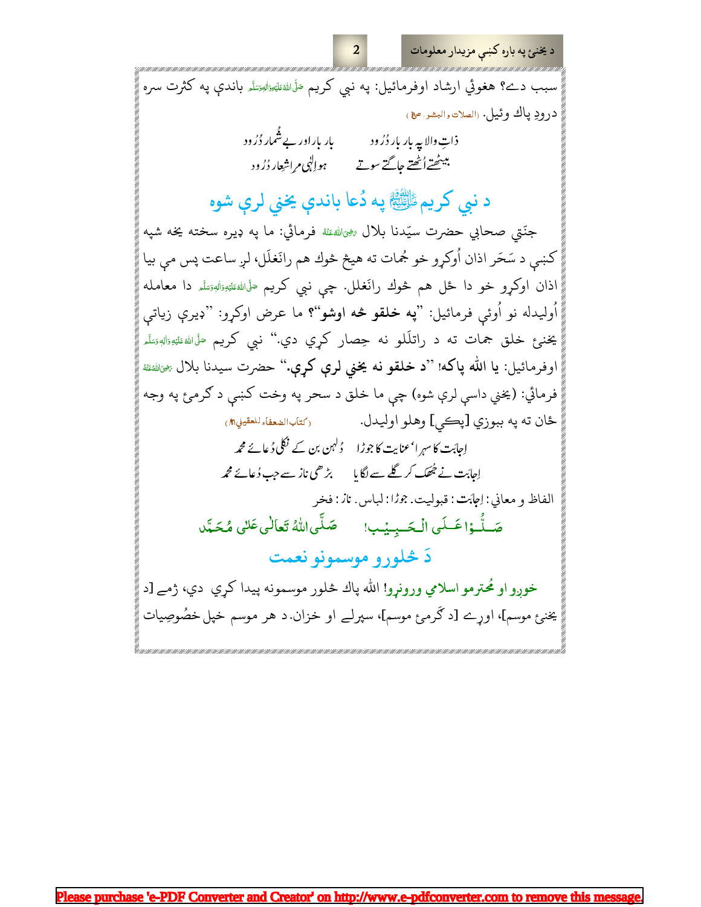سبب دے؟ هغوئي ارشاد اوفرمائيل: په نبي كريم صَلَّى اللّٰهُ عَلَيْهِ وَاٰلِهٖ وَسَلَّم باندې په كثرت سره درودِ پاك وئيل. (الصلات والبشر، ص۹)

ذاتِ والا پہ بار بار دُرود  بار بار اور بے شُمار دُرُود

بیٹھتے اُٹھتے جاگتے سوتے  ہو اِلٰہی مرا شِعار دُرُود

## د نبي كريم ﷺ په دُعا باندې يخني لرې شوه

جنّتي صحابي حضرت سيّدنا بلال رَضِیَ اللّٰهُ عَنْهُ فرمائي: ما په ډېره سخته يخه شپه كښې د سَحَر اذان اُوكړو خو څمات ته هيڅ څوك هم رانَغلَل، لږ ساعت پس مې بيا اذان اوكړو خو دا ځل هم څوك رانَغلل. چې نبي كريم صَلَّى اللّٰهُ عَلَيْهِ وَاٰلِهٖ وَسَلَّم دا معامله اُوليدله نو اُوئې فرمائيل: "**په خلقو څه اوشو**"؟ ما عرض اوكړو: "ډېرې زياتې يخنئ خلق جمات ته د راتلَلو نه حِصار كړي دي." نبي كريم صَلَّى اللّٰهُ عَلَيْهِ وَاٰلِهٖ وَسَلَّم اوفرمائيل: **يا الله پاكه! "د خلقو نه يخني لرې كړې."** حضرت سيدنا بلال رَضِیَ اللّٰهُ عَنْهُ فرمائي: (يخني داسې لرې شوه) چې ما خلق د سحر په وخت كښې د گرمئ په وجه ځان ته په ببوزي [پكي] وهلو اوليدل. (كتاب الضعفاء للعقيلي،۱)

اِجابَت کا سہرا' عِنایت کا جوڑا  دُلہن بن کے نِکلی دُعائے محمد

اِجابَت نے جُھک کر گلے سے لگایا  بڑھی ناز سے جب دُعائے محمد

الفاظ و معاني: اِجابَت: قبوليت. جوڑا: لباس. ناز: فخر

صَلُّوْا عَلَى الْحَبِيْب!  صَلَّى اللّٰهُ تَعَالٰى عَلٰى مُحَمَّد

## دَ څلورو موسمونو نعمت

**خوږو او مُحترمو اسلامي ورونړو!** الله پاك څلور موسمونه پيدا كړي دي، ژمے [د يخنئ موسم]، اوړے [د گرمئ موسم]، سپرلے او خزان. د هر موسم خپل خصُوصِيات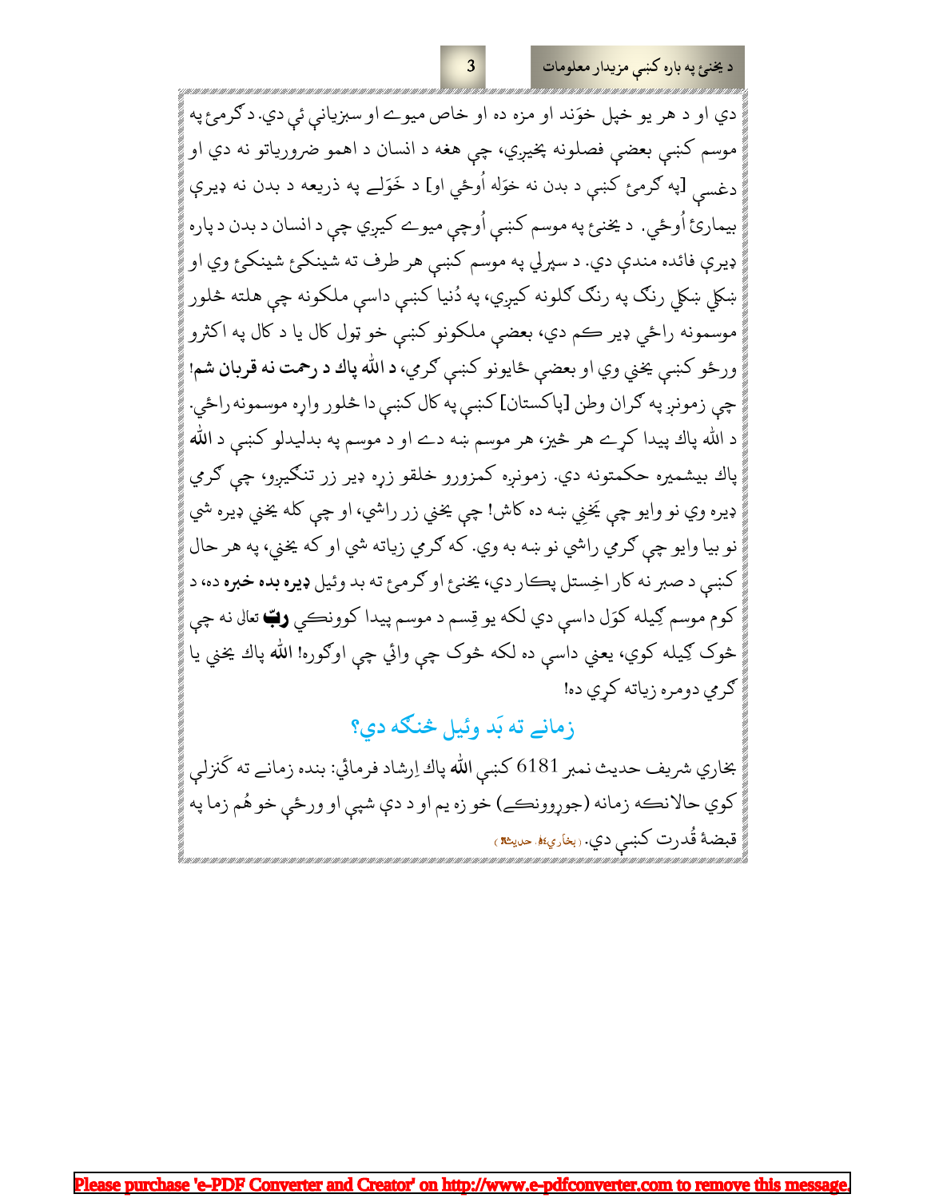دي او د هر يو خپل خوَند او مزه ده او خاص ميوے او سبزياني ئې دي. د ګرمئ په موسم کښې بعضې فصلونه پخيږي، چې هغه د انسان د اهمو ضروورياتو نه دي او دغسې [په ګرمئ کښې د بدن نه خوَله اُوځي او] د خوَلے په ذريعه د بدن نه ډيرې بيمارئ اُوځي. د يخنئ په موسم کښې اُوچې ميوے کيږي چې د انسان د بدن د پاره ډيرې فائده مندې دي. د سپرلي په موسم کښې هر طرف ته شينکئ شينکئ وي او ښکلي ښکلي رنګ په رنګ ګلونه کيږي، په دُنيا کښې داسې ملکونه چې هلته څلور موسمونه راځي ډير کم دي، بعضې ملکونو کښې خو ټول کال يا د کال په اکثرو ورځو کښې يخني وي او بعضې ځايونو کښې ګرمي، **د الله پاک د رحمت نه قربان شم!** چې زمونږ په ګران وطن [پاکستان] کښې په کال کښې دا څلور واړه موسمونه راځي. د الله پاک پيدا کړے هر څيز، هر موسم ښه دے او د موسم په بدليدلو کښې د **الله** پاك بيشميره حکمتونه دي. زمونږه کمزورو خلقو زړه ډير زر تنګيږو، چې ګرمي ډيره وي نو وايو چې يَخنِي ښه ده کاش! چې يخني زر راشي، او چې کله يخني ډيره شي نو بيا وايو چې ګرمي راشي نو ښه به وي. که ګرمي زياته شي او که يخني، په هر حال کښې د صبر نه کار اخِستل پکار دي، يخنئ او ګرمئ ته بد وئيل **ډيره بده خبره** ده، د کوم موسم ګيله کوَل داسې دي لکه يو قِسم د موسم پيدا کوونکي **ربّ** تعالیٰ نه چې څوک ګيله کوي، يعني داسې ده لکه څوک چې وائي چې اوګوره! **الله** پاك يخني يا ګرمي دومره زياته کړي ده!

## زمانے ته بَد وئيل څنګه دي؟

بخاري شريف حديث نمبر 6181 کښې **الله** پاك اِرشاد فرمائي: بنده زمانے ته ګَنزلې کوي حالانکه زمانه (جوړوونکے) خو زه يم او د دې شپې او ورځې خو هُم زما په قبضۀ قُدرت کښې دي. (بخاري، حديث)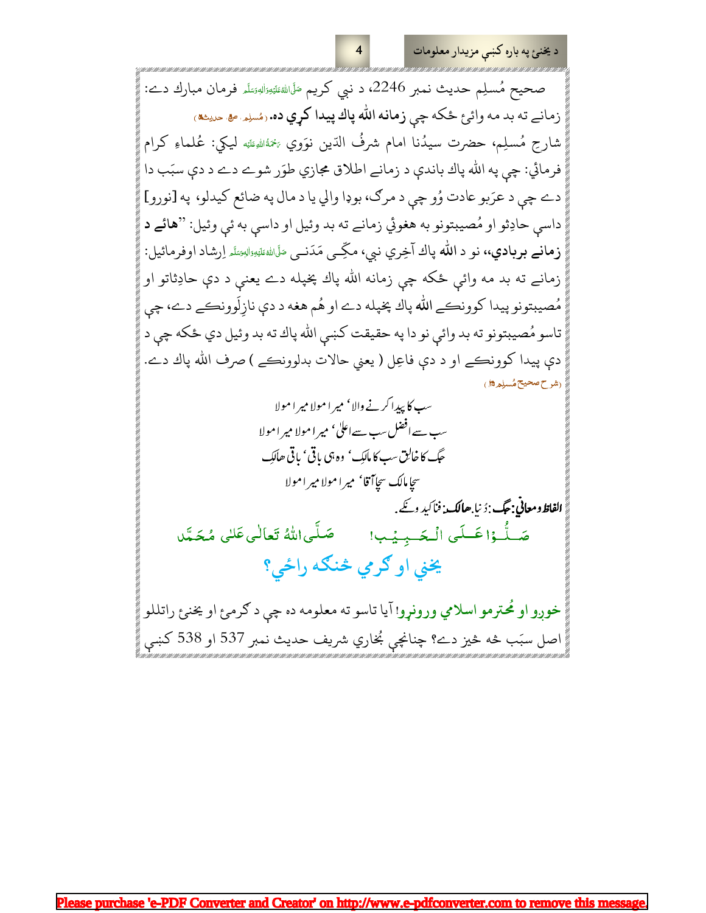صحیح مُسلِم حدیث نمبر 2246، د نبي کریم صَلَّی اللّٰہُ عَلَیْہِ وَاٰلِہٖ وَسَلَّم فرمان مبارك دے: زمانے ته بد مه وائئ ځکه چي **زمانه الله پاك پيدا کړي ده.** (مُسلِم، ص۹، حدیث۵)

شارح مُسلِم، حضرت سیدُنا امام شرفُ الدّین نوَوي رَحْمَۃُ اللّٰہِ عَلَیْہ لیکي: عُلماءِ کرام فرمائي: چي په الله پاك باندې د زمانے اطلاق مجازي طوَر شوے دے د دې سبَب دا دے چي د عرَبو عادت وُو چي د مرګ، بوډا والي یا د مال په ضائع کیدلو، په [نورو] داسې حادِثو او مُصیبتونو به هغوئ زمانے ته بد وئیل او داسې به ئې وئیل: "**هائے د زمانے بربادي**"، نو د **الله** پاك آخِري نبي، مکّي مَدَني صَلَّی اللّٰہُ عَلَیْہِ وَاٰلِہٖ وَسَلَّم اِرشاد اوفرمائیل: زمانے ته بد مه وائي ځکه چي زمانه الله پاك پخپله دے یعني د دې حادِثاتو او مُصیبتونو پیدا کوونکے **الله** پاك پخپله دے او هُم هغه د دې نازِلَوونکے دے، چي تاسو مُصیبتونو ته بد وائي نو دا په حقیقت کښې الله پاك ته بد وئیل دي ځکه چي د دې پیدا کوونکے او د دې فاعِل ( یعني حالات بدلوونکے ) صرف الله پاك دے. (شرح صحیح مُسلِم ۱۵)

سب کا پیدا کرنے والا، میرا مولا میرا مولا
سب سے افضل سب سے اعلیٰ، میرا مولا میرا مولا
جگ کا خالق سب کا مالک، وہ ہی باقی، باقی ھالک
سچا مالک سچا آقا، میرا مولا میرا مولا

**الفاظ و معانی: جگ:** دُنیا۔ **ھالک:** فنا کید وِنکے۔

صَلُّوْا عَلَی الْحَبِیْب! صَلَّی اللّٰہُ تَعَالٰی عَلٰی مُحَمَّد

## يخني او ګرمي څنګه راځي؟

خورو او مُحترمو اسلامي ورونړو! آیا تاسو ته معلومه ده چي د ګرمئ او یخنئ راتللو اصل سبَب څه څیز دے؟ چنانچې بُخاري شریف حدیث نمبر 537 او 538 کښې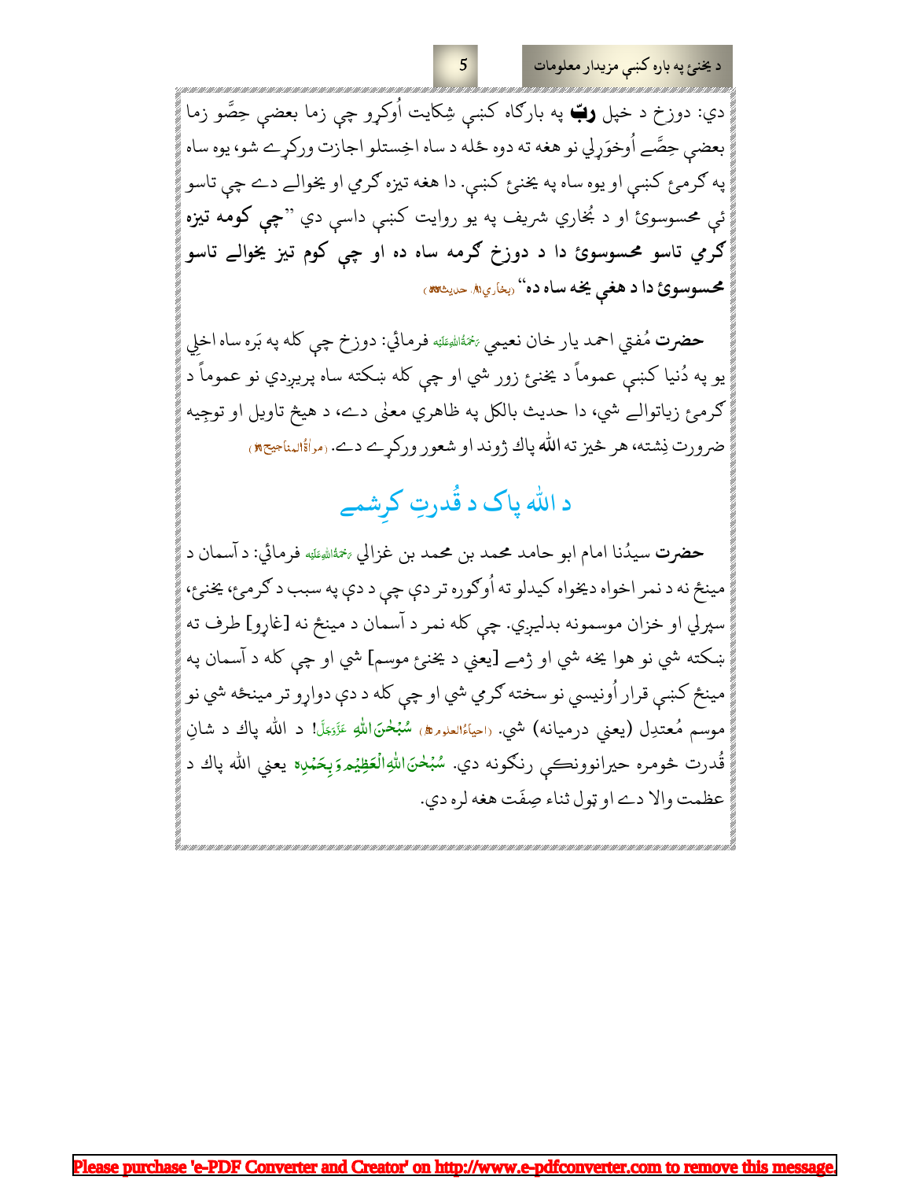دي: دوزخ د خپل **ربّ** په بارګاه کښې شِکايت اُوکړو چې زما بعضې حِصَّو زما بعضې حِصَّے اُوخوَړلې نو هغه ته دوه ځله د ساه اخِستلو اجازت ورکړے شو، يوه ساه په ګرمۍ کښې او يوه ساه په يخنۍ کښې. دا هغه تيزه ګرمي او يخوالے دے چې تاسو ئې محسوسوئ او د بُخاري شريف په يو روايت کښې داسې دي "**چې کومه تيزه ګرمي تاسو محسوسوئ دا د دوزخ ګرمه ساه ده او چې کوم تيز يخوالے تاسو محسوسوئ دا د هغې يخه ساه ده**" (بخاري،۱، حديث۳۲۶۰)

**حضرت** مُفتي احمد يار خان نعيمي رَحۡمَةُاللهِعَلَيۡه فرمائي: دوزخ چې کله په بَره ساه اخلي يو په دُنيا کښې عموماً د يخنۍ زور شي او چې کله ښکته ساه پريږدي نو عموماً د ګرمۍ زياتوالے شي، دا حديث بالکل په ظاهري معنٰى دے، د هيڅ تاويل او توجِيه ضرورت نِشته، هر څيز ته **الله** پاک ژوند او شعور ورکړے دے. (مراٰةُالمناجيح،۱)

## د الله پاک د قُدرتِ کرِشمے

**حضرت** سيدُنا امام ابو حامد محمد بن محمد بن غزالي رَحۡمَةُاللهِعَلَيۡه فرمائي: د آسمان د مينځ نه د نمر اخواه ديخواه کيدلو ته اُوګوره تر دې چې د دې په سبب د ګرمۍ، يخنۍ، سپرلي او خزان موسمونه بدليږي. چې کله نمر د آسمان د مينځ نه [غاړو] طرف ته ښکته شي نو هوا يخه شي او ژمے [يعني د يخنۍ موسم] شي او چې کله د آسمان په مينځ کښې قرار اُونيسي نو سخته ګرمي شي او چې کله د دې دواړو تر مينځه شي نو موسم مُعتدِل (يعني درميانه) شي. (احياءُالعلوم،۵) سُبۡحٰنَ اللهِ عَزَّوَجَلّ! د الله پاك د شانِ قُدرت څومره حيرانوونکې رنګونه دي. سُبۡحٰنَ اللهِ الۡعَظِيۡمِ وَبِحَمۡدِهٖ يعني الله پاك د عظمت والا دے او ټول ثناء صِفَت هغه لره دي.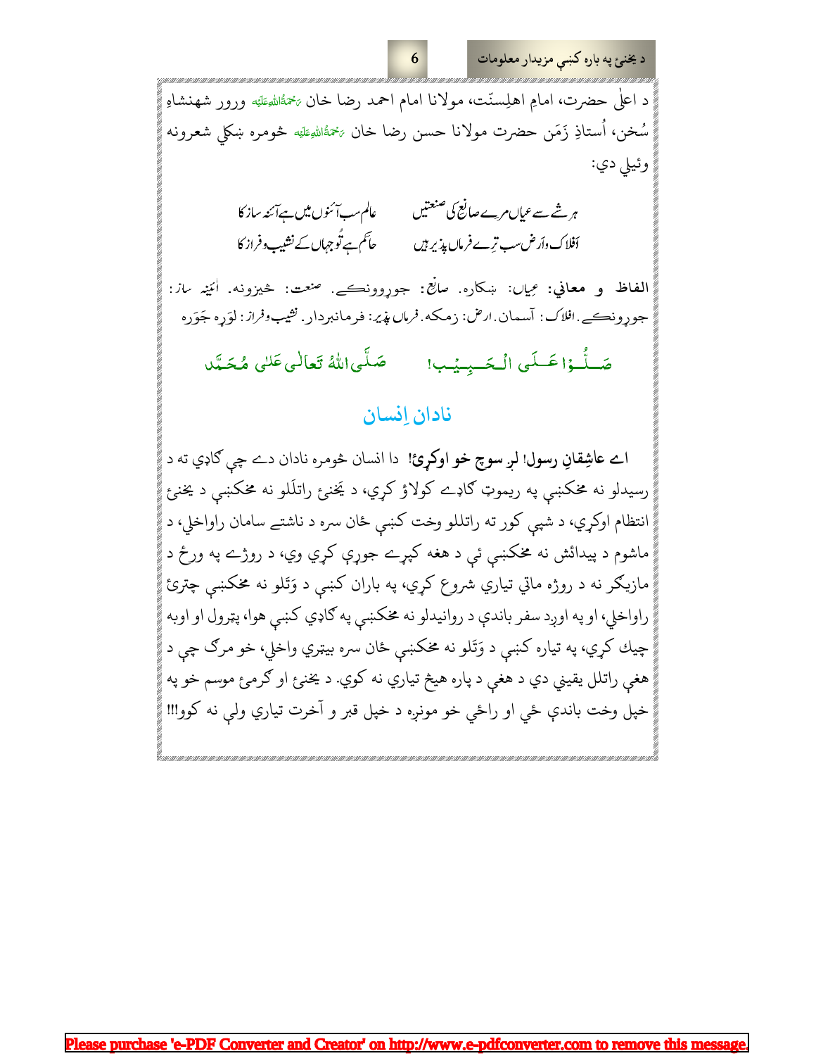د اعلیٰ حضرت، امامِ اهلِسنّت، مولانا امام احمد رضا خان رَحْمَةُاللهِعَلَيْه وړور شهنشاهِ سُخن، اُستاذِ زَمَن حضرت مولانا حسن رضا خان رَحْمَةُاللهِعَلَيْه خومره ښکلي شعرونه وئيلي دي:

هر شے سے عیاں مرے صانع کی صنعتیں — عالم سب آئنوں میں ہے آئنہ ساز کا

اَفلاک واَرض سب ترے فرماں پذیر ہیں — حاکم ہے تُو جہاں کے نشیب وفراز کا

**الفاظ و معاني:** عِیاں: ښکاره. صانع: جوړوونکے. صنعت: څيزونه. اٰئینہ ساز: جوړونکے. افلاک: آسمان. ارض: زمکه. فرماں پذیر: فرمانبردار. نشیب وفراز: لوَړه جوَړه

صَلُّوْا عَلَى الْحَبِيْب! صَلَّى اللّٰهُ تَعَالٰى عَلٰى مُحَمَّد

## نادان اِنسان

**اے عاشِقانِ رسول! لږ سوچ خو اوکړئ!** دا انسان څومره نادان دے چې ګاډي ته د رسيدلو نه مخکښې په ريموټ ګاډے کولاؤ کړي، د يخنئ راتلَلو نه مخکښې د يخنئ انتظام اوکړي، د شپې کور ته راتللو وخت کښې ځان سره د ناشتے سامان راواخلي، د ماشوم د پيدائش نه مخکښې ئې د هغه کپړے جوړې کړي وي، د روژے په ورځ د مازيګر نه د روژه ماتې تيارې شروع کړي، په باران کښې د وَتَلو نه مخکښې چترئ راواخلي، او په اوږد سفر باندې د روانيدلو نه مخکښې په ګاډي کښې هوا، پټرول او اوبه چيك کړي، په تياره کښې د وَتَلو نه مخکښې ځان سره بيټري واخلي، خو مرګ چې د هغې راتلل يقيني دي د هغې د پاره هيڅ تياري نه کوي. د يخنئ او ګرمئ موسم خو په خپل وخت باندې ځي او راځي خو مونږه د خپل قبر و آخرت تياري ولې نه کوو!!!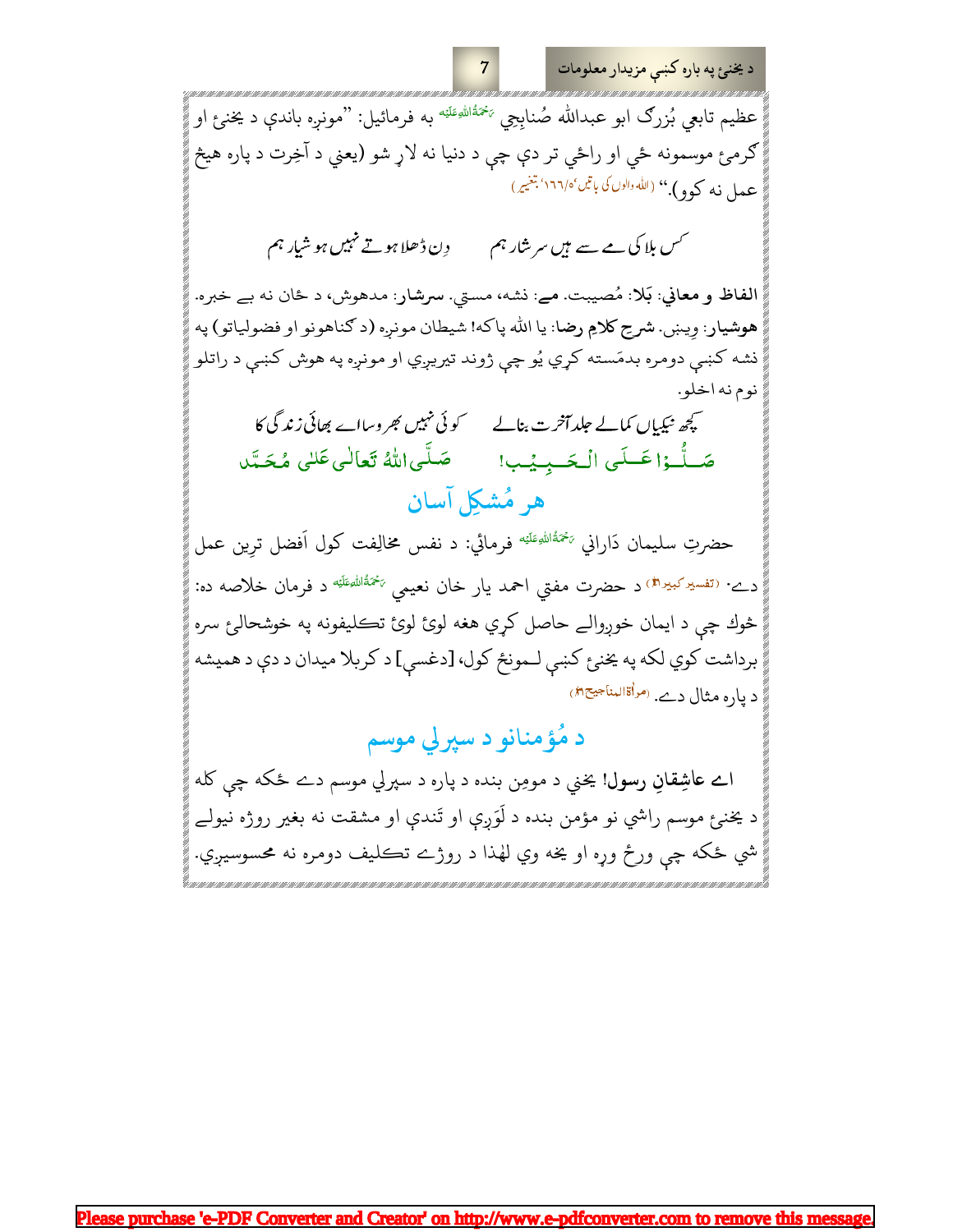عظيم تابعي بُزرگ ابو عبدالله صُنابِحِي رَحْمَةُ اللهِ عَلَيْه به فرمائيل: "مونږه باندې د يخنۍ او ګرمۍ موسمونه ځي او راځي تر دې چې د دنيا نه لاړ شو (يعني د آخِرت د پاره هيڅ عمل نه کوو)." (الله والوں کی باتیں، ٥/١٦٦، بتغیر)

کس بلا کی مے سے ہیں سرشار ہم　　　دِن ڈھلا ہوتے نہیں ہوشیار ہم

**الفاظ و معاني:** بَلا: مُصيبت. مے: نشه، مستي. **سرشار:** مدهوش، د ځان نه بے خبره. **هوشيار:** وِيښ. **شرح کلامِ رضا:** يا الله پاکه! شيطان مونږه (د ګناهونو او فضولياتو) په نشه کښې دومره بدمَسته کړي يُو چې ژوند تيريږي او مونږه په هوش کښې د راتلو نوم نه اخلو.

کچھ نیکیاں کمالے جلد آخرت بنالے　　　کوئی نہیں بھروسا اے بھائی زندگی کا

صَلُّوْا عَلَى الْحَبِيْب!　　　صَلَّى اللهُ تَعَالٰى عَلٰى مُحَمَّد

## هر مُشکِل آسان

حضرتِ سليمان دَاراني رَحْمَةُ اللهِ عَلَيْه فرمائي: د نفس مخالِفت کول اَفضل ترين عمل دے. (تفسیر کبیر، ٢) د حضرت مفتي احمد يار خان نعيمي رَحْمَةُ اللهِ عَلَيْه د فرمان خلاصه ده: څوك چې د ايمان خوږوالے حاصل کړي هغه لوئ لوئ تکليفونه په خوشحالۍ سره برداشت کوي لکه په يخنۍ کښې لمونځ کول، [دغسې] د کربلا ميدان د دې د هميشه د پاره مثال دے. (مِرْاٰةُ المناجیح، ٣)

## د مُؤمنانو د سپرلي موسم

اے **عاشِقانِ رسول!** يخني د مومِن بنده د پاره د سپرلي موسم دے ځکه چې کله د يخنۍ موسم راشي نو مؤمن بنده د لَوَږې او تَندې او مشقت نه بغير روژه نيولے شي ځکه چې ورځ وړه او يخه وي لهٰذا د روژے تکليف دومره نه محسوسيږي.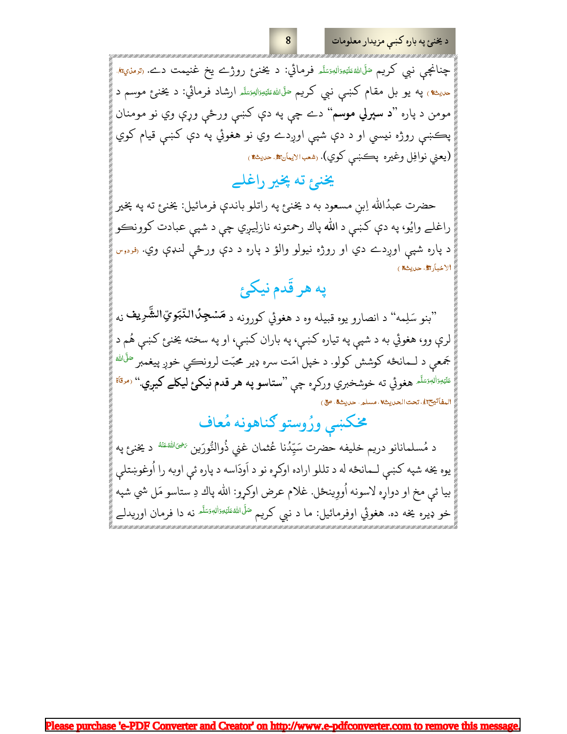چنانچې نبي کريم صَلَّى اللهُ عَلَيْهِ وَاٰلِهٖ وَسَلَّم فرمائي: د يخنۍ روژے يخ غنيمت دے. (ترمذي ج٢، حديث٧٩٧) په يو بل مقام کښې نبي کريم صَلَّى اللهُ عَلَيْهِ وَاٰلِهٖ وَسَلَّم ارشاد فرمائي: د يخنۍ موسم د مومن د پاره "**د سپرلي موسم**" دے چې په دې کښې ورځې ورې وي نو مومنان پکښې روژه نيسي او د دې شپې اوږدے وي نو هغوئي په دې کښې قيام کوي (يعني نوافِل وغيره پکښې کوي). (شعب الايمان ج٣، حديث٣٩٤٠)

## يخنۍ ته ښخير راغلے

حضرت عبدُالله اِبنِ مسعود به د يخنۍ په راتلو باندې فرمائيل: يخنۍ ته په ښخير راغلے وايُو، په دې کښې د **الله** پاك رحمتونه نازليږي چې د شپې عبادت کوونکو د پاره شپې اوږدے دي او روژه نيولو والؤ د پاره د دې ورځې لنډې وي. (فردوس الاخبار ج٢، حديث٣٥٧٠)

## په هر قَدم نيکۍ

"بنو سَلِمه" د انصارو يوه قبيله وه د هغوئي کورونه د **مَسْجِدُ النَّبَوِيّ الشَّرِيف** نه لرې وو، هغوئي به د شپې په تياره کښې، په باران کښې، او په سخته يخنۍ کښې هُم د جَمعې د لمانځه کوشش کولو. د خپل امّت سره ډير محبّت لرونکي خوږ پيغمبر صَلَّى اللهُ عَلَيْهِ وَاٰلِهٖ وَسَلَّم هغوئي ته خوشخبري ورکړه چې "**ستاسو په هر قدم نيکۍ ليکلے کيږي.**" (مرقاة المفاتيح ج٤، تحت الحديث٧٠٠، مسلم، حديث٦٦٥، ص٣)

## مخکښې ورُوستو ګناهونه مُعاف

د مُسلمانانو دريم خليفه حضرت سَيِّدُنا عُثمان غني ذُوالنُّورَين رَضِيَ اللهُ عَنْهُ د يخنۍ په يوه يخه شپه کښې لمانځه له د تللو اراده اوکړه نو د اَودَاسه د پاره ئې اوبه را اُوغوښتلې بيا ئې مخ او دواړه لاسونه اُووينځل. غلام عرض اوکړو: الله پاك دِ ستاسو مَل شي شپه خو ډيره يخه ده. هغوئي اوفرمائيل: ما د نبي کريم صَلَّى اللهُ عَلَيْهِ وَاٰلِهٖ وَسَلَّم نه دا فرمان اوريدلے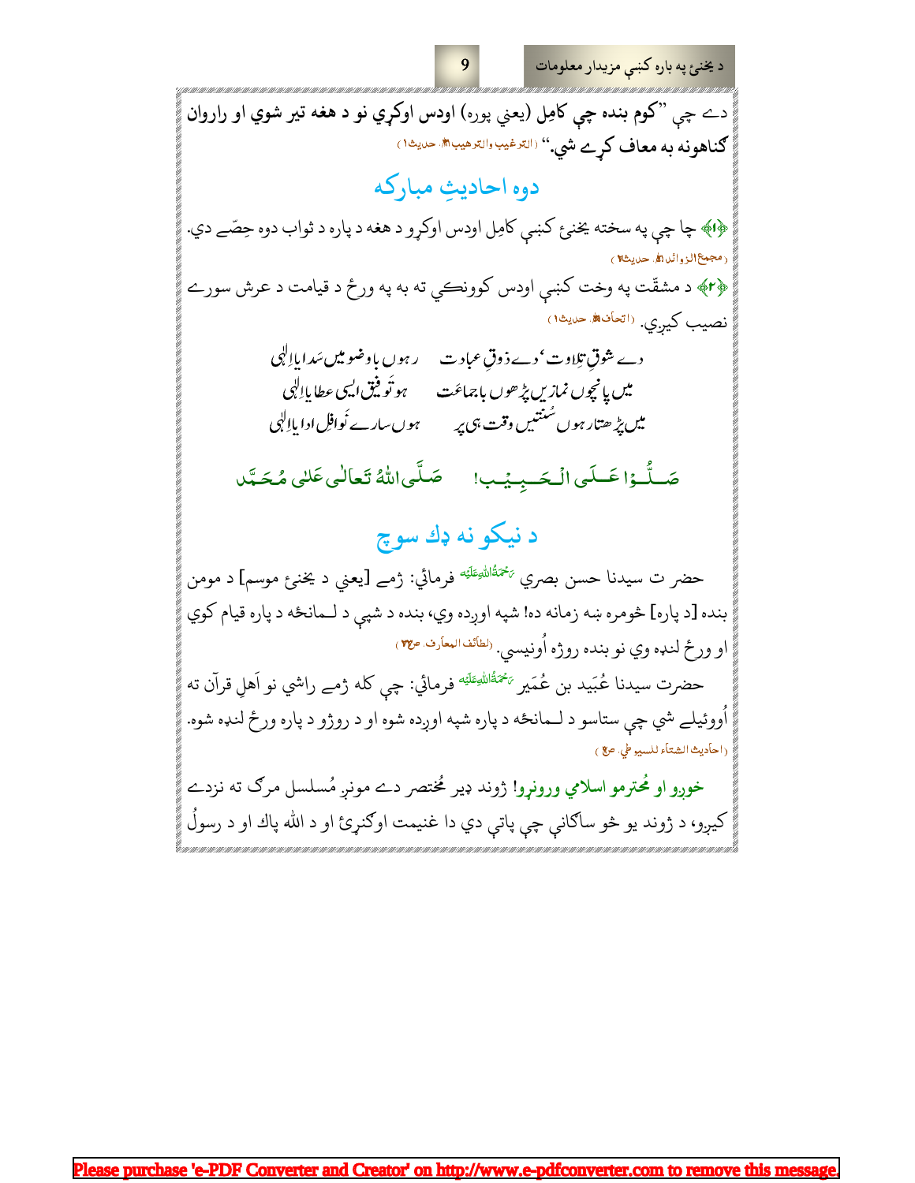دے چې "کوم بنده چې کامِل (يعني پوره) اودس اوکړي نو د هغه تير شوي او راروان ګناهونه به معاف کړے شي." (الترغيب والترهيب ۱، حديث۱)

## دوه احاديثِ مبارکه

﴿۱﴾ چا چې په سخته يخنۍ کښې کامِل اودس اوکړو د هغه د پاره د ثواب دوه حِصّے دي. (مجمع الزوائد ۱، حديث۲)

﴿۲﴾ د مشقّت په وخت کښې اودس کوونکي ته به په ورځ د قيامت د عرش سورے نصيب کيږي. (اتحاف ۱، حديث۱)

دے شوقِ تِلاوت ، دے ذوقِ عبادت　　رہوں باوضو میں سَدا یاالٰہی
میں پانچوں نمازیں پڑھوں باجماعت　　ہو توفیق ایسی عطا یاالٰہی
میں پڑھتا رہوں سُنّتیں وقت ہی پر　　ہوں سارے نَوافِل ادا یاالٰہی

صَلُّوْا عَلَى الْحَبِيْب!　　صَلَّى اللهُ تَعَالٰى عَلٰى مُحَمَّد

## د نيکو نه ډك سوچ

حضرت سيدنا حسن بصري رَحْمَةُ اللهِ عَلَيْه فرمائي: ژمے [يعني د يخنۍ موسم] د مومن بنده [د پاره] څومره ښه زمانه ده! شپه اوږده وي، بنده د شپې د لمانځه د پاره قيام کوي او ورځ لنډه وي نو بنده روژه اُونيسي. (لطائف المعارف، ص۳۲۷)

حضرت سيدنا عُبَيد بن عُمَير رَحْمَةُ اللهِ عَلَيْه فرمائي: چې کله ژمے راشي نو اَهلِ قرآن ته اُووئيلے شي چې ستاسو د لمانځه د پاره شپه اوږده شوه او د روژو د پاره ورځ لنډه شوه. (احاديث الشتاء للسيوطي، ص۲)

خوږو او مُحترمو اسلامي ورونړو! ژوند ډير مُختصر دے مونږ مُسلسل مرګ ته نزدے کيږو، د ژوند يو څو ساګاني چې پاتي دي دا غنيمت اوګنړئ او د الله پاك او د رسولُ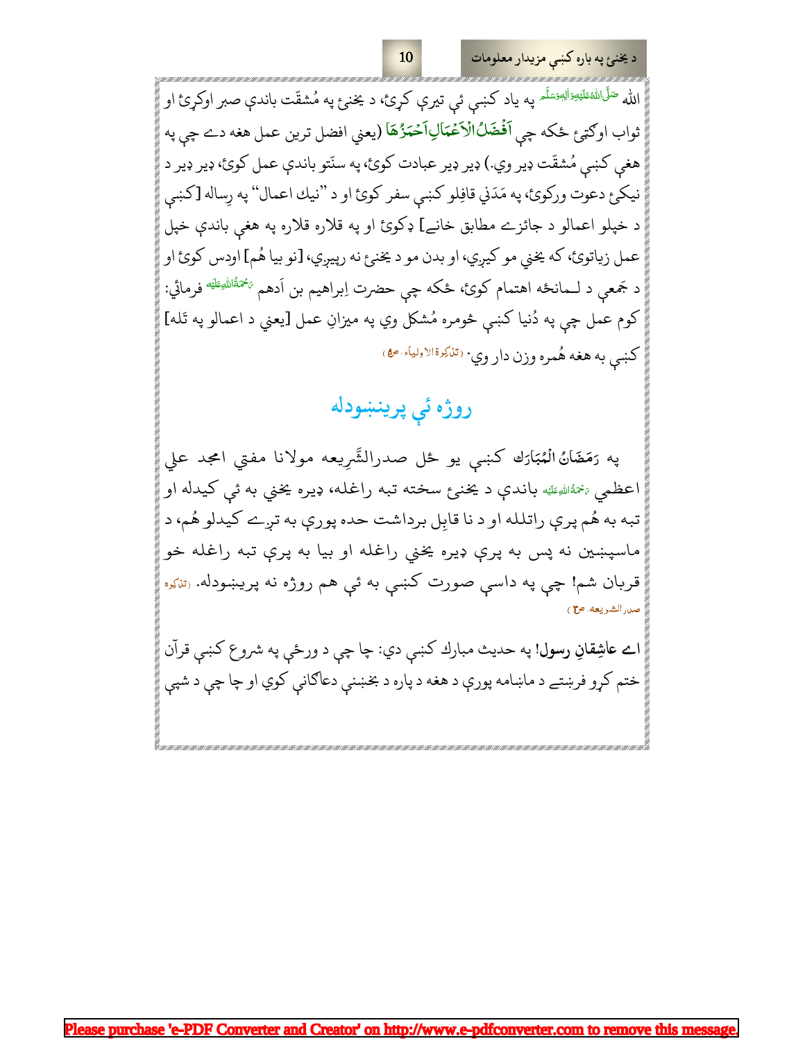الله صَلَّى اللهُ عَلَيْهِ وَالِهٖ وَسَلَّم په ياد كښې ئې تيرې كړئ، د يخنئ په مُشقّت باندې صبر اوكړئ او ثواب اوګټئ ځکه چې **اَفْضَلُ الْاَعْمَالِ اَحْمَزُهَا** (يعني افضل ترين عمل هغه دے چې په هغې كښې مُشقّت ډير وي.) ډير ډير عبادت كوئ، په سنّتو باندې عمل كوئ، ډير ډير د نيكئ دعوت وركوئ، په مَدَني قافِلو كښې سفر كوئ او د "نيك اعمال" په رِساله [كښې د خپلو اعمالو د جائزے مطابق خانے] ډكوئ او په قلاره قلاره په هغې باندې خپل عمل زياتوئ، كه يخني مو كيږي، او بدن مو د يخنئ نه رپيږي، [نو بيا هُم] اودس كوئ او د جَمعې د لـمانځه اهتمام كوئ، ځكه چې حضرت اِبراهيم بن اَدهم رَحْمَةُ اللهِ عَلَيْه فرمائي: كوم عمل چې په دُنيا كښې څومره مُشكل وي په ميزانِ عمل [يعني د اعمالو په تَله] كښې به هغه هُمره وزن دار وي. (تذكِرة الاولياء، ص۹)

## روژه ئې پرينښودله

په رَمَضَانُ الْمُبَارَك كښې يو ځل صدرالشَّرِيعه مولانا مفتي امجد علي اعظمي رَحْمَةُ اللهِ عَلَيْه باندې د يخنئ سخته تبه راغله، ډيره يخني به ئې كيدله او تبه به هُم پرې راتلله او د نا قابِل برداشت حده پورې به تړے كيدلو هُم، د ماسپښين نه پس به پرې ډيره يخني راغله او بيا به پرې تبه راغله خو قربان شم! چې په داسې صورت كښې به ئې هم روژه نه پرينښودله. (تذكِره صدر الشريعه، ص۳۶)

اے **عاشِقانِ رسول!** په حديث مبارك كښې دي: چا چې د ورځې په شروع كښې قرآن ختم كړو فرښتے د ماښامه پورې د هغه د پاره د بخښنې دعاګانې كوي او چا چې د شپې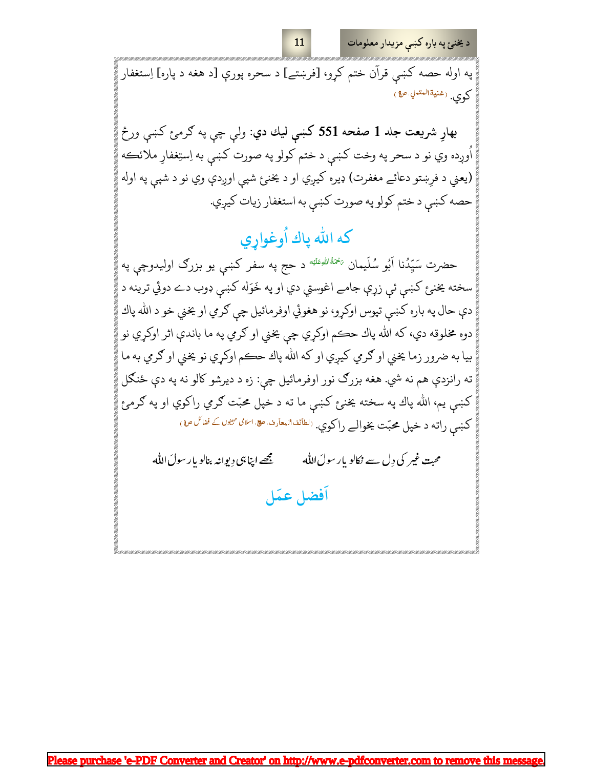په اوله حصه کښې قرآن ختم کړو، [فرښتے] د سحره پورې [د هغه د پاره] اِستغفار کوي. (غنية المتملي، ص ۴۹۶)

**بهارِ شريعت جلد 1 صفحه 551 کښې ليك دي:** ولې چې په ګرمئ کښې ورځ اُوږده وي نو د سحر په وخت کښې د ختم کولو په صورت کښې به اِستِغفارِ ملائکه (يعني د فرِښتو دعائے مغفرت) ډيره کيږي او د يخنئ شپې اوږدې وي نو د شپې په اوله حصه کښې د ختم کولو په صورت کښې به استغفار زيات کيږي.

## که الله پاك اُوغواړي

حضرت سَيِّدُنا اَبُو سُلَيمان رَحْمَةُاللهِ عَلَيْه د حج په سفر کښې يو بزرګ اوليدوچې په سخته يخنئ کښې ئې زړې جامے اغوستي دي او په خَوَله کښې ډوب دے دوئي ترينه د دې حال په باره کښې تپوس اوکړو، نو هغوئي اوفرمائيل چې ګرمي او يخني خو د الله پاك دوه مخلوقه دي، که الله پاك حکم اوکړي چې يخني او ګرمي په ما باندې اثر اوکړي نو بيا به ضرور زما يخني او ګرمي کيږي او که الله پاك حکم اوکړي نو يخني او ګرمي به ما ته رانزدې هم نه شي. هغه بزرګ نور اوفرمائيل چې: زه د ديرشو کالو نه په دې ځنګل کښې يم، الله پاك په سخته يخنئ کښې ما ته د خپل محبّت ګرمي راکوي او په ګرمئ کښې راته د خپل محبّت يخوالے راکوي. (لطائف المعارف، ص۳۲۶، اسلامی مہینوں کے فضائل ص۹)

محبت غیر کی دِل سے نکالو یارسولَ الله     مجھے اپنا ہی دِیوانہ بنالو یارسولَ الله

## اَفضل عمَل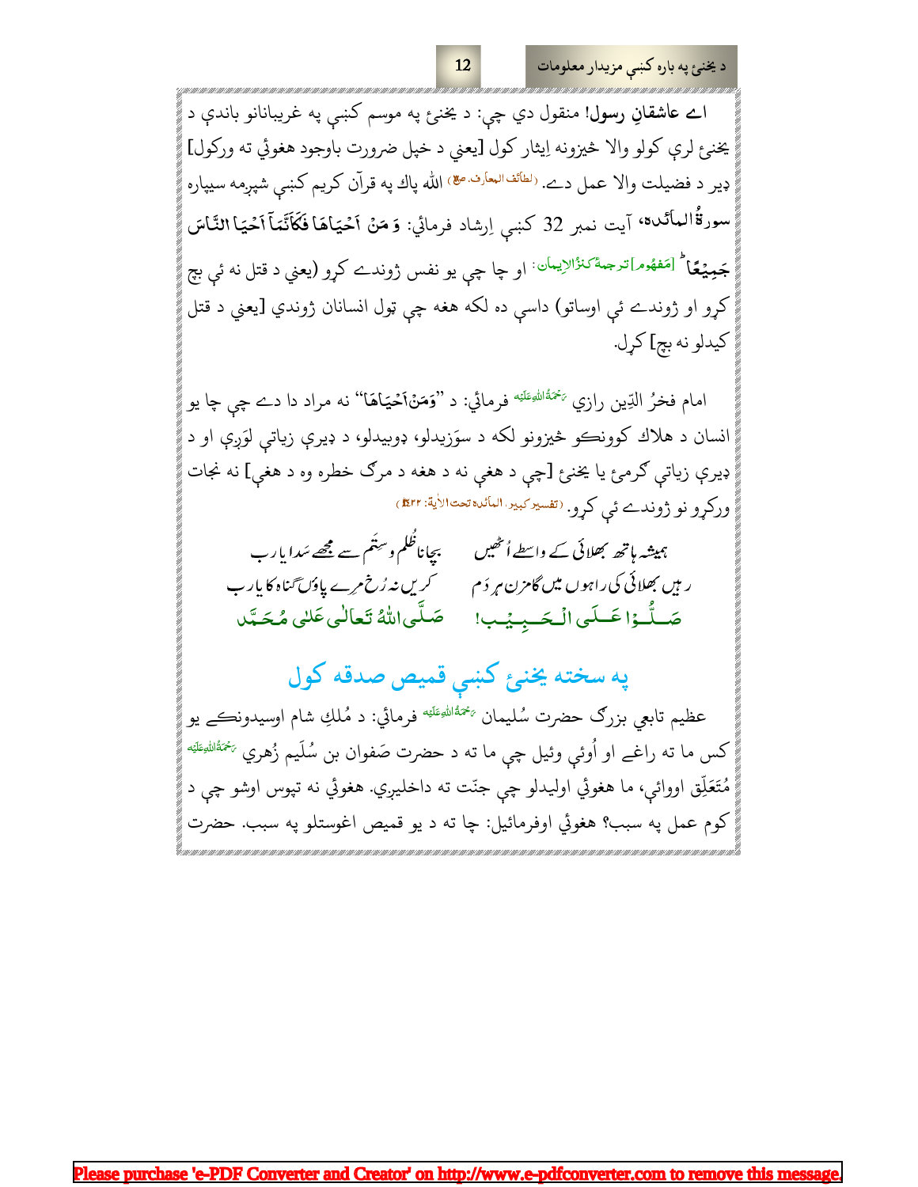**اے عاشقانِ رسول!** منقول دي چې: د یخنۍ په موسم کښې په غریبانانو باندې د یخنۍ لرې کولو والا څیزونه اِیثار کول [یعني د خپل ضرورت باوجود هغوئي ته ورکول] ډیر د فضیلت والا عمل دے. (لطائف المعارف، ص۳) الله پاك په قرآن کریم کښې شپږمه سیپاره سورةُ المآئدہ، آیت نمبر 32 کښې اِرشاد فرمائي: وَمَنْ اَحْیَاهَا فَكَاَنَّمَاۤ اَحْیَا النَّاسَ جَمِیْعًاؕ [مَفهُوم] ترجمهٔ کنزُالاِیمان: او چا چې یو نفس ژوندے کړو (یعني د قتل نه ئې بچ کړو او ژوندے ئې اوساتو) داسې ده لکه هغه چې ټول انسانان ژوندي [یعني د قتل کیدلو نه بچ] کړل.

امام فخرُ الدّین رازي رَحْمَةُ اللهِ عَلَيْه فرمائي: د "وَمَنْ اَحْیَاهَا" نه مراد دا دے چې چا یو انسان د هلاك کوونکو څیزونو لکه د سوَزیدلو، ډوبیدلو، د ډیرې زیاتې لوَږې او د ډیرې زیاتې ګرمۍ یا یخنۍ [چې د هغې نه د هغه د مرګ خطره وه د هغې] نه نجات ورکړو نو ژوندے ئې کړو. (تفسیر کبیر، المائده تحت الآیة: ۳۲، ۴/۳۴۴)

ہمیشہ ہاتھ بھلائی کے واسطے اُٹھیں بچانا ظُلم و سِتَم سے مجھے سَدا یارب

رہیں بھلائی کی راہوں میں گامزن ہر دَم کریں نہ رُخ مرے پاؤں گناہ کا یارب

صَلُّوْا عَلَى الْحَبِيْب! صَلَّى اللهُ تَعَالٰى عَلٰى مُحَمَّد

## په سخته یخنۍ کښې قمیص صدقه کول

عظیم تابعي بزرګ حضرت سُلیمان رَحْمَةُ اللهِ عَلَيْه فرمائي: د مُلكِ شام اوسیدونکے یو کس ما ته راغے او اُوئې وئیل چې ما ته د حضرت صَفوان بن سُلَیم زُهري رَحْمَةُ اللهِ عَلَيْه مُتَعَلِّق اووائي، ما هغوئي اولیدلو چې جنّت ته داخلیږي. هغوئي نه تپوس اوشو چې د کوم عمل په سبب؟ هغوئي اوفرمائیل: چا ته د یو قمیص اغوستلو په سبب. حضرت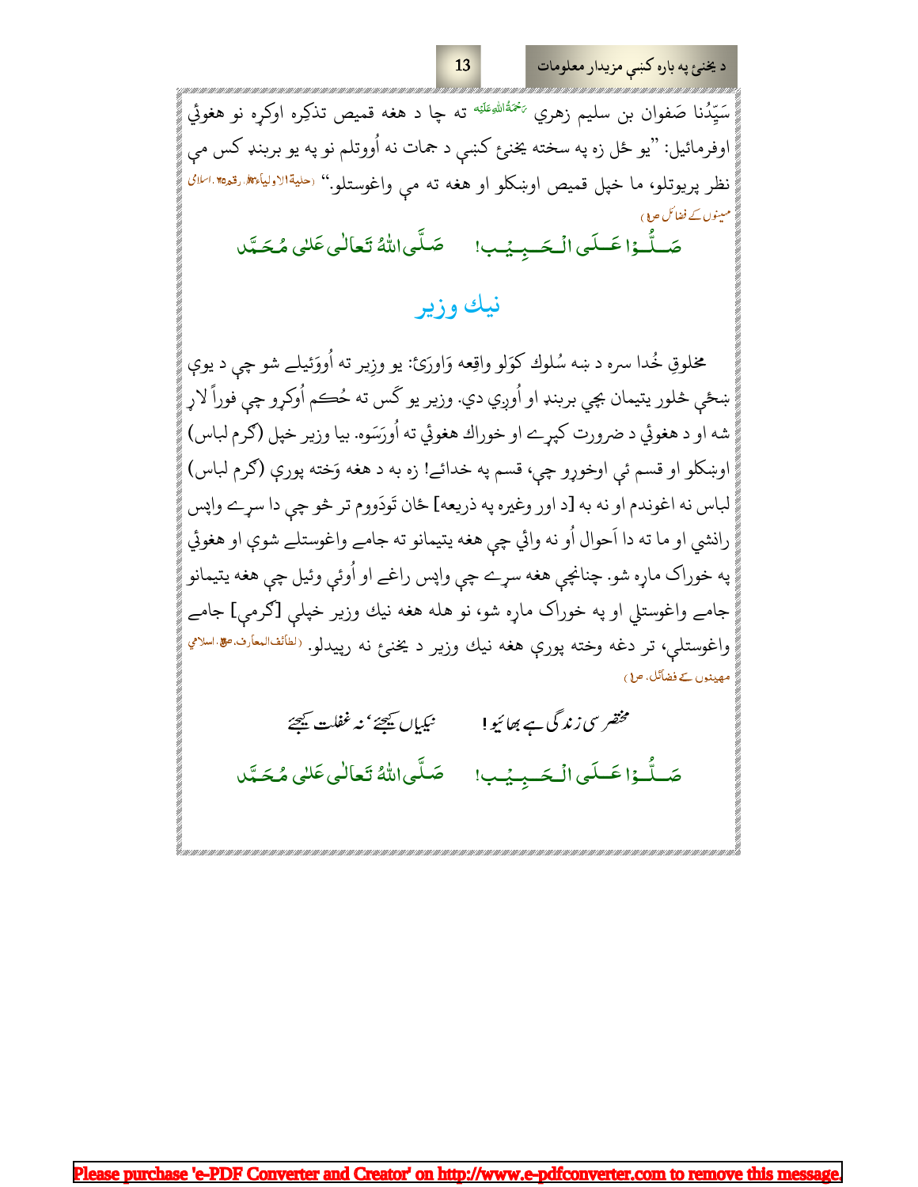سَیِّدُنا صَفوان بن سلیم زهري رَحْمَةُاللّٰهِ عَلَيْه ته چا د هغه قمیص تذکِره اوکړه نو هغوئي اوفرمائیل: "یو ځل زه په سخته یخنئ کښې د جمات نه اُووتلم نو په یو بربنډ کس مې نظر پریوتلو، ما خپل قمیص اوښکلو او هغه ته مې واغوستلو." (حلیۃالاولیاء،ج۳، رقم۳۷۵۰، اسلامی مہینوں کے فضائل ص۹)

صَلُّوْا عَلَی الْحَبِیْب! صَلَّی اللّٰهُ تَعَالٰی عَلٰی مُحَمَّد

## نیك وزیر

مخلوقِ خُدا سره د ښه سُلوك کوَلو واقِعه وَاورَئ: یو وزِیر ته اُووَئیلے شو چې د یوې ښځې څلور یتیمان بچي بربنډ او اُوږي دي. وزیر یو کَس ته حُکم اُوکړو چې فوراً لاړ شه او د هغوئي د ضرورت کپړے او خوراك هغوئي ته اُورَسَوه. بیا وزیر خپل (ګرم لباس) اوښکلو او قسم ئې اوخوړو چې، قسم په خدائے! زه به د هغه وَخته پورې (ګرم لباس) لباس نه اغوندم او نه به [د اور وغیره په ذریعه] ځان تَودَووم تر څو چې دا سړے واپس رانشي او ما ته دا اَحوال اُو نه وائي چې هغه یتیمانو ته جامے واغوستلے شوې او هغوئي په خوراك ماړه شو. چنانچې هغه سړے چې واپس راغے او اُوئې وئیل چې هغه یتیمانو جامے واغوستلې او په خوراك ماړه شو، نو هله هغه نیك وزیر خپلې [ګرمې] جامے واغوستلې، تر دغه وخته پورې هغه نیك وزیر د یخنئ نه رپیدلو. (لطائف المعارف،ص۳۳۹، اسلامي مهینوں کے فضائل، ص۱۰)

مختصر سی زندگی ہے بھائیو! نیکیاں کیجئے، نہ غفلت کیجئے

صَلُّوْا عَلَی الْحَبِیْب! صَلَّی اللّٰهُ تَعَالٰی عَلٰی مُحَمَّد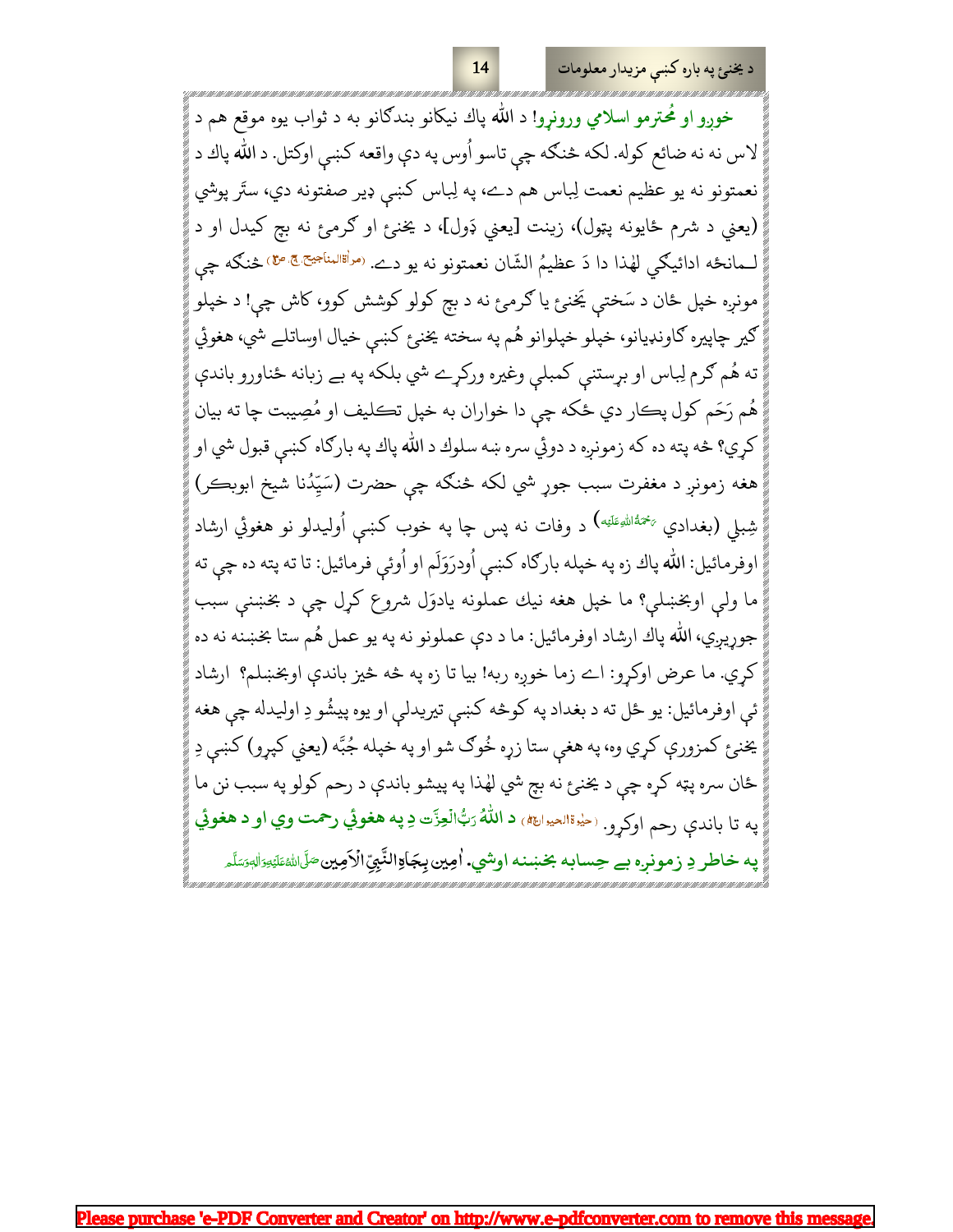**خوږو او مُحترمو اسلامي ورونړو!** د **الله** پاك نيكانو بندګانو به د ثواب يوه موقع هم د لاس نه نه ضائع كوله. لكه څنګه چې تاسو اُوس په دې واقعه كښې اوكتل. د **الله** پاك د نعمتونو نه يو عظيم نعمت لِباس هم دے، په لِباس كښې ډير صفتونه دي، ستَر پوشي (يعني د شرم ځايونه پټول)، زينت [يعني ډَول]، د يخنۍ او ګرمۍ نه بچ كيدل او د لـمانځه ادائيګي لهٰذا دا دَ عظيمُ الشّان نعمتونو نه يو دے. (مرآۃالمناجیح،ج،ص) څنګه چې مونږه خپل ځان د سَختې يَخنۍ يا ګرمۍ نه د بچ كولو كوشش كوو، كاش چې! د خپلو ګير چاپيره ګاونډيانو، خپلو خپلوانو هُم په سخته يخنۍ كښې خيال اوساتلے شي، هغوئي ته هُم ګرم لِباس او برستنې كمبلې وغيره وركړے شي بلكه په بے زبانه ځناورو باندې هُم رَحَم كول پكار دي ځكه چې دا خواران به خپل تـكليف او مُصِيبت چا ته بيان كړي؟ څه پته ده كه زمونږه د دوئي سره ښه سلوك د **الله** پاك په بارګاه كښې قبول شي او هغه زمونږ د مغفرت سبب جوړ شي لكه څنګه چې حضرت (سَيِّدُنا شيخ ابوبكر) شِبلي (بغدادي رحمۃ اللہ علیہ) د وفات نه پس چا په خوب كښې اُوليدلو نو هغوئي ارشاد اوفرمائيل: **الله** پاك زه په خپله بارګاه كښې اُودرَوَلَم او اُوئې فرمائيل: تا ته پته ده چې ته ما ولې اوبخښلې؟ ما خپل هغه نيك عملونه يادوَل شروع كړل چې د بخښنې سبب جوړيږي، **الله** پاك ارشاد اوفرمائيل: ما د دې عملونو نه په يو عمل هُم ستا بخښنه نه ده كړي. ما عرض اوكړو: اے زما خوږه ربه! بيا تا زه په څه څيز باندې اوبخښلم؟ ارشاد ئې اوفرمائيل: يو ځل ته د بغداد په كوڅه كښې تيريدلې او يوه پيشُو دِ اوليدله چې هغه يخنۍ كمزورې كړي وه، په هغې ستا زړه خُوګ شو او په خپله جُبَّه (يعني كپړو) كښې دِ ځان سره پټه كړه چې د يخنۍ نه بچ شي لهٰذا په پيشو باندې د رحم كولو په سبب نن ما په تا باندې رحم اوكړو. (حیٰوۃالحیوان،ج) **د اللّٰهُ رَبُّ الْعِزَّت دِ په هغوئي رحمت وي او د هغوئي په خاطر دِ زمونږه بے حِسابه بخښنه اوشي. اٰمِين بِجَاهِ النَّبِيِّ الْاَمِين صَلَّی اللّٰهُ عَلَيْهِ وَاٰلِهٖ وَسَلَّم**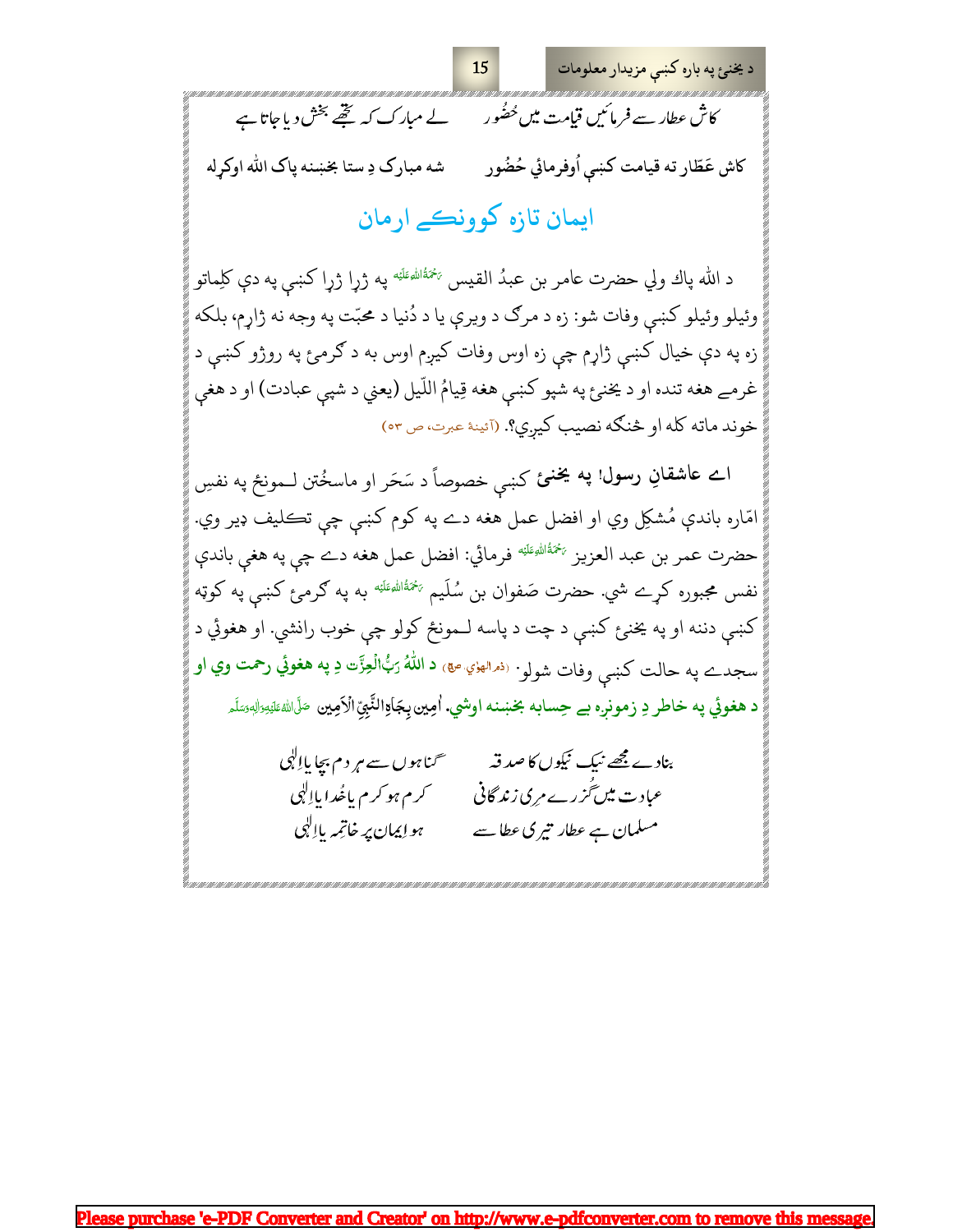کاش عطار سے فرمائیں قیامت میں حُضُور　　　لے مبارک کہ تجھے بخش دیا جاتا ہے

کاش عَطّار ته قیامت کښې اُوفرمائي حُضُور　　　شه مبارک دِ ستا بخښنه پاک الله اوکړله

## ایمان تازه کوونکے ارمان

د الله پاك ولي حضرت عامر بن عبدُ القیس رَحْمَةُ اللهِ عَلَيْه په ژړا ژړا کښې په دې کلِماتو وئیلو وئیلو کښې وفات شو: زه د مرګ د ویرې یا د دُنیا د محبّت په وجه نه ژاړم، بلکه زه په دې خیال کښې ژاړم چې زه اوس وفات کیږم اوس به د ګرمئ په روژو کښې د غرمے هغه تنده او د یخنئ په شپو کښې هغه قِیامُ اللّیل (یعني د شپې عبادت) او د هغې خوند ماته کله او څنګه نصیب کیږي؟. (آئینۂ عبرت، ص ۵۳)

اے **عاشقانِ رسول!** په **یخنئ** کښې خصوصاً د سَحَر او ماسخُتن لمونځ په نفسِ امّاره باندې مُشکِل وي او افضل عمل هغه دے په کوم کښې چې تکلیف ډیر وي. حضرت عمر بن عبد العزیز رَحْمَةُ اللهِ عَلَيْه فرمائي: افضل عمل هغه دے چې په هغې باندې نفس مجبوره کړے شي. حضرت صَفوان بن سُلَیم رَحْمَةُ اللهِ عَلَيْه به په ګرمئ کښې په کوټه کښې دننه او په یخنئ کښې د چت د پاسه لمونځ کولو چې خوب رانشي. او هغوئي د سجدے په حالت کښې وفات شولو. (ذم الهوي، ص۵۹) **د اللّٰهُ رَبُّ الْعِزَّت دِ په هغوئي رحمت وي او د هغوئي په خاطر دِ زمونږه بے حِسابه بخښنه اوشي. اٰمِین بِجَاهِ النَّبِيِّ الْاَمِین** صَلَّى اللهُ عَلَيْهِ وَاٰلِهٖ وَسَلَّم

بنادے مجھے نیک نیکوں کا صدقہ　　　گناہوں سے ہر دم بچا یاالٰہی
عبادت میں گزرے مری زندگانی　　　کرم ہو کرم یاخُدا یاالٰہی
مسلماں ہے عطار تیری عطا سے　　　ہو ایمان پر خاتمہ یاالٰہی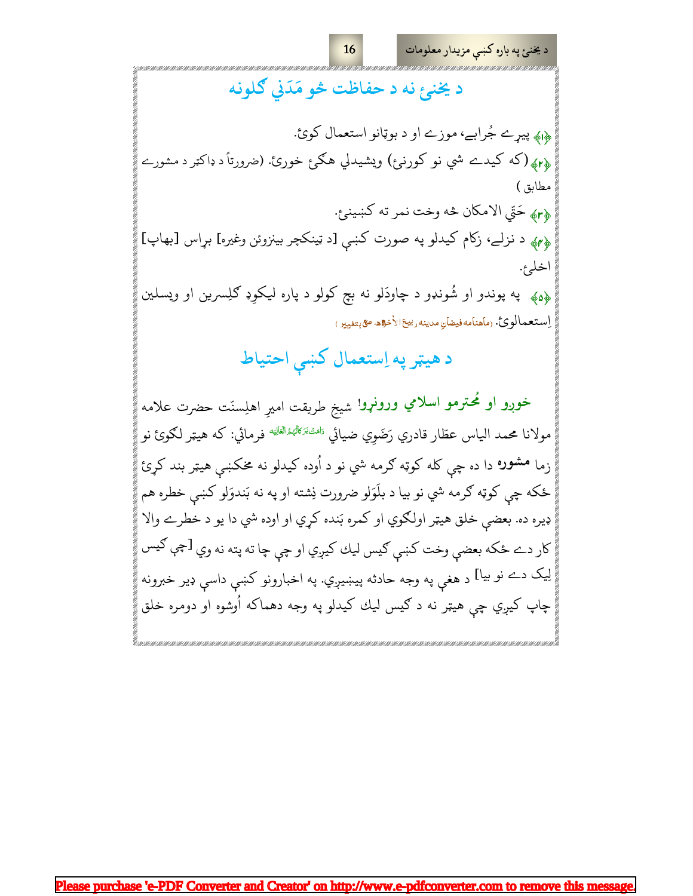## د يخنۍ نه د حفاظت څو مَدَني ګلونه

﴿۱﴾ پيړے جُرابے، موزے او د بوټانو استعمال کوئ.

﴿۲﴾ (که کيدے شي نو کورنۍ) ويشيدلي هګۍ خورئ. (ضرورتاً د ډاکټر د مشورے مطابق)

﴿۳﴾ حَتّي الامکان څه وخت نمر ته کښينئ.

﴿۴﴾ د نزلے، زکام کيدلو په صورت کښې [د ټينکچر بينزوئن وغيره] براس [بهاپ] اخلئ.

﴿۵﴾ په پوندو او شُونډو د چاودَلو نه بچ کولو د پاره ليکوډ ګلِسرين او ويسلين اِستعمالوئ. (ماهنامه فيضانِ مدينه ربيع الآخر۱۴۳۸ھ ص۵ بتغيير)

## د هيټر په اِستعمال کښې احتياط

خوږو او مُحترمو اسلامي ورونړو! شيخِ طريقت اميرِ اهلِسنّت حضرت علامه مولانا محمد الياس عطّار قادري رَضَوِي ضيائي دَامَتْ بَرَكَاتُهُمُ الْعَالِيَه فرمائي: که هيټر لګوئ نو زما **مشوره** دا ده چې کله کوټه ګرمه شي نو د اُوده کيدلو نه مخکښې هيټر بند کړئ ځکه چې کوټه ګرمه شي نو بيا د بلَوَلو ضرورت نِشته او په نه بَندوَلو کښې خطره هم ډيره ده. بعضې خلق هيټر اولګوي او کمره بَنده کړي او اوده شي دا يو د خطرے والا کار دے ځکه بعضې وخت کښې ګيس ليک کيږي او چې چا ته پته نه وي [چې ګيس ليک دے نو بيا] د هغې په وجه حادثه پيښيږي. په اخبارونو کښې داسې ډير خبرونه چاپ کيږي چې هيټر نه د ګيس ليک کيدلو په وجه دهماکه اُوشوه او دومره خلق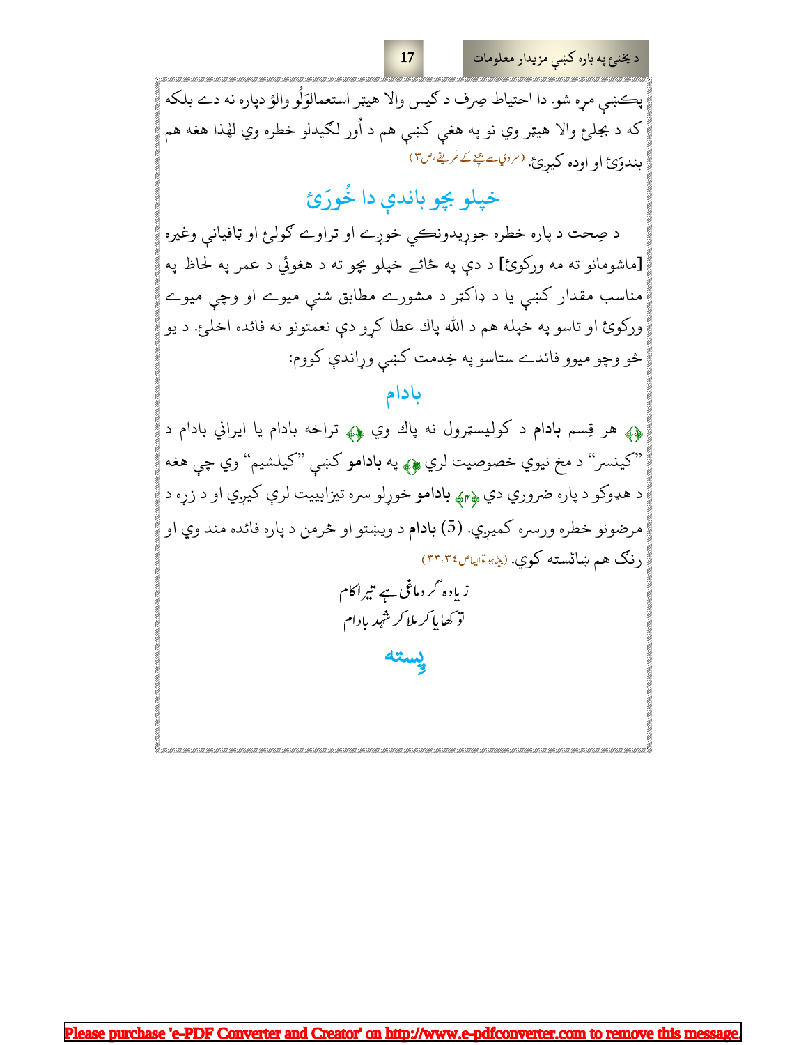پکښې مړه شو. دا احتیاط صِرف د ګیس والا هیټر استعمالوَلُو والؤ دپاره نه دے بلکه که د بجلئ والا هیټر وي نو په هغې کښې هم د اُور لګیدلو خطره وي لهٰذا هغه هم بندوَئ او اوده کیږئ. (سردی سے بچنے کے طریقے، ص۳)

## خپلو بچو باندې دا خُورَئ

د صِحت د پاره خطره جوړیدونکي خوږے او تراوے ګولئ او ټافیانې وغیره [ماشومانو ته مه ورکوئ] د دې په ځائے خپلو بچو ته د هغوئي د عمر په لحاظ په مناسب مقدار کښې یا د ډاکټر د مشورے مطابق شنې میوے او وچې میوے ورکوئ او تاسو په خپله هم د الله پاك عطا کړو دې نعمتونو نه فائده اخلئ. د یو څو وچو میوو فائدے ستاسو په خِدمت کښې وړاندې کووم:

### بادام

﴿۱﴾ هر قِسم **بادام** د کولیسټرول نه پاك وي ﴿۲﴾ تراخه بادام یا ایراني بادام د "کینسر" د مخ نیوي خصوصیت لري ﴿۳﴾ په **بادامو** کښې "کیلشیم" وي چې هغه د هډوکو د پاره ضروري دي ﴿۴﴾ **بادامو** خوړلو سره تیزابییت لږې کیږي او د زړه د مرضونو خطره ورسره کمیږي. (5) **بادام** د ویښتو او څرمن د پاره فائده مند وي او رنګ هم ښائسته کوي. (پیٹ کا قفل مدینہ ص ۳۳، ۳۴)

زیادہ گر دماغی ہے تیرا کام
تو کھایا کر ملا کر شہد بادام

### پِسته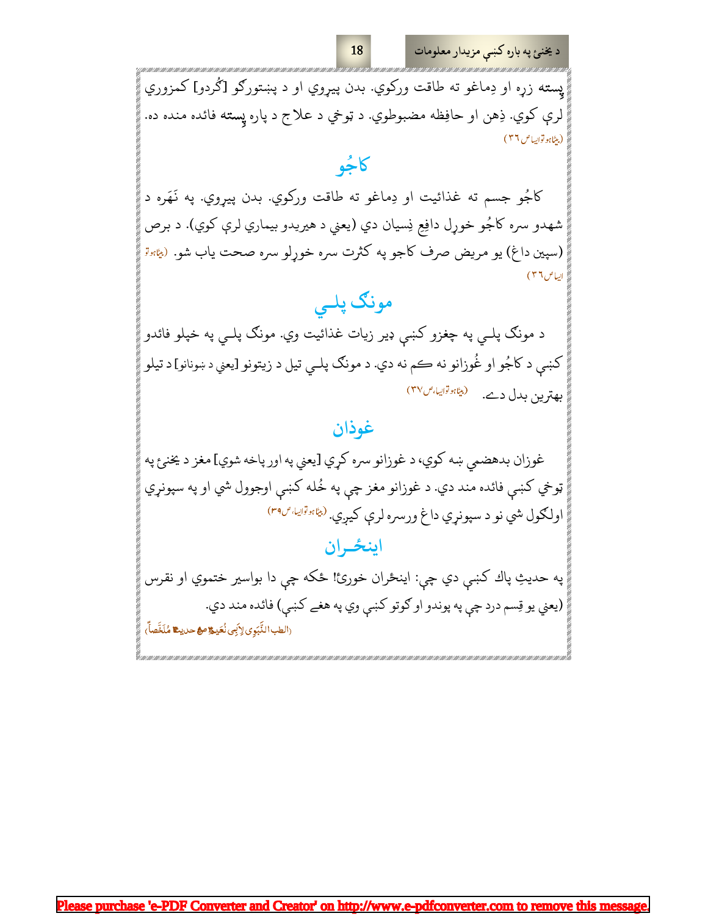پسته زړه او دِماغو ته طاقت ورکوي. بدن پيړوي او د پښتورګو [ګُردو] کمزوري لرې کوي. ذِهن او حافِظه مضبوطوي. د ټوخي د علاج د پاره **پسته** فائده منده ده. (بيٹا ہو تو ايسا ص ٣٦)

## کاجُو

کاجُو جسم ته غذائيت او دِماغو ته طاقت ورکوي. بدن پيړوي. په نَهَره د شهدو سره کاجُو خوړل دافِعِ نِسيان دي (يعني د هيرېدو بيماري لرې کوي). د برص (سپين داغ) يو مريض صرف کاجو په کثرت سره خوړلو سره صحت ياب شو. (بيٹا ہو تو ايسا ص ٣٦)

## مونګ پلـي

د مونګ پلـي په چغزو کښې ډير زيات غذائيت وي. مونګ پلـي په خپلو فائدو کښې د کاجُو او غُوزانو نه کم نه دي. د مونګ پلـي تيل د زيتونو [يعني د ښوناړو] د تيلو بهترين بدل دے. (بيٹا ہو تو ايسا، ص٣٧)

## غوزان

غوزان بدهضمي ښه کوي، د غوزانو سره کړي [يعني په اور پاخه شوي] مغز د يخنئ په ټوخي کښې فائده مند دي. د غوزانو مغز چې په خُله کښې اوجول شي او په سپوږمي اولګول شي نو د سپوږمي داغ ورسره لرې کيږي. (بيٹا ہو تو ايسا، ص٣٩)

## اينځـران

په حديثِ پاك كښې دي چې: اينځران خورئ! ځکه چې دا بواسير ختموي او نقرس (يعني يو قِسم درد چې په پوندو او ګوتو کښې وي په هغے کښې) فائده مند دي.
(الطب النَّبَوِي لِاَبِي نُعَيم ص حديث مُلَخَّصاً)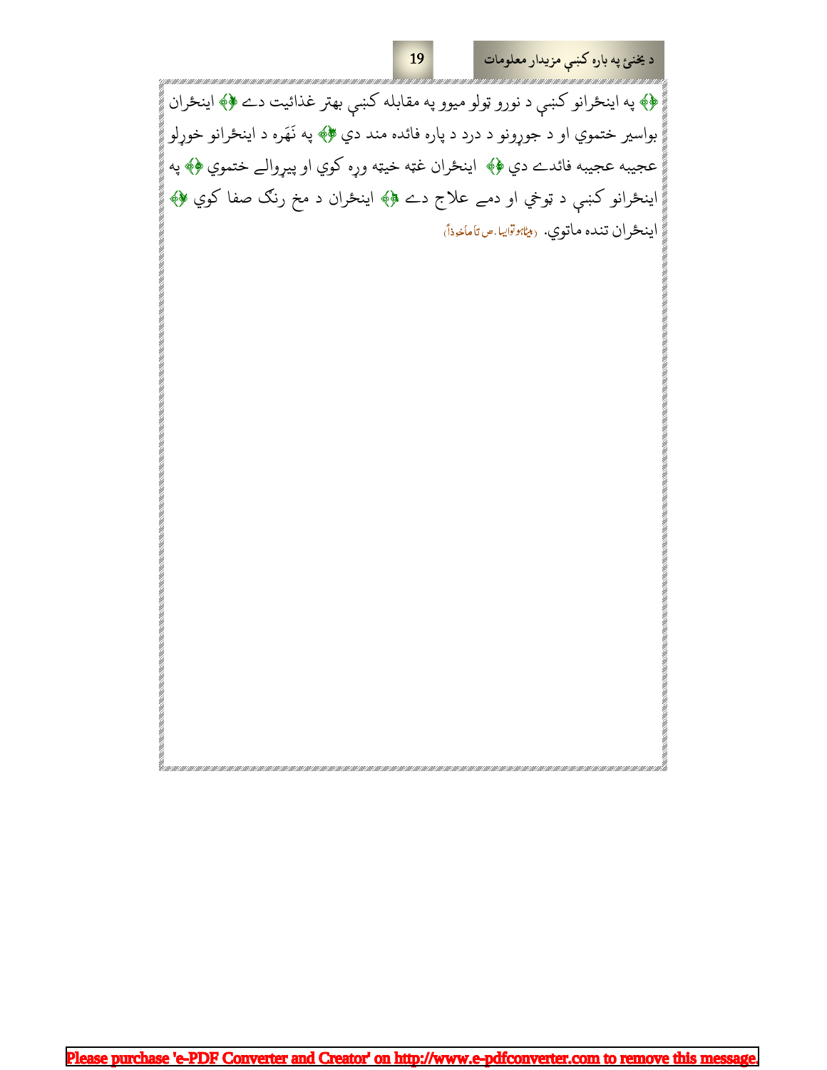❁ په اينځرانو کښې د نورو ټولو ميوو په مقابله کښې بهتر غذائيت دے ❁ اينځران بواسير ختموي او د جوړونو د درد د پاره فائده مند دي ❁ په نَهَره د اينځرانو خوړلو عجيبه عجيبه فائدے دي ❁ اينځران غټه خيټه وړه کوي او پيړوالے ختموي ❁ په اينځرانو کښې د ټوخي او دمے علاج دے ❁ اينځران د مخ رنګ صفا کوي ❁ اينځران تنده ماتوي. (بیٹاہوتوایسا.ص تاماخوذاً)

Please purchase 'e-PDF Converter and Creator' on http://www.e-pdfconverter.com to remove this message.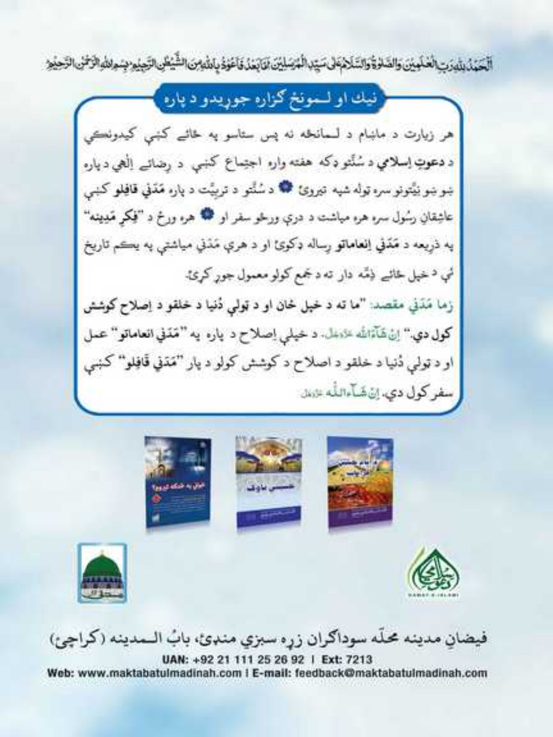اَلْحَمْدُ لِلّٰهِ رَبِّ الْعٰلَمِیْنَ وَالصَّلٰوۃُ وَالسَّلَامُ عَلٰی سَیِّدِ الْمُرْسَلِیْنَ اَمَّا بَعْدُ فَاَعُوْذُ بِاللّٰهِ مِنَ الشَّیْطٰنِ الرَّجِیْمِ بِسْمِ اللّٰهِ الرَّحْمٰنِ الرَّحِیْمِ

## نیک او لمونځ گزاره جوړیدو د پاره

هر زیارت د ماښام د لمانځه نه پس ستاسو په ځائے کښې کیدونکې د **دعوتِ اِسلامي** د سُنَّتو ډکه هفته واره اجتماع کښې د رِضائے اِلٰهي د پاره ښو ښو نیّتونو سره توله شپه تیروئ ❁ د سُنَّتو د تربیَّت د پاره **مَدَني قافِلو** کښې عاشِقانِ رسُول سره هره میاشت د درې ورځو سفر او ❁ هره ورځ د **"فِکرِ مَدِینه"** په ذریعه د **مَدَني اِنعاماتو** رساله ډکوئ او د هرې مَدَني میاشتې په یکم تاریخ ئې د خپل ځائے ذِمّه دار ته د جمع کولو معمول جوړ کړئ.

**زما مَدَني مقصد:** "ما ته د خپل ځان او د ټولې دُنیا د خلقو د اِصلاح کوشش کول دي." اِنْ شَآءَاللّٰه عَزَّوَجَلَّ. د خپلې اِصلاح د پاره په **"مَدَني انعاماتو"** عمل او د ټولې دُنیا د خلقو د اصلاح د کوشش کولو د پار **"مَدَني قافِلو"** کښې سفر کول دي. اِنْ شَآءَاللّٰه عَزَّوَجَلَّ

فیضانِ مدینه محلّه سوداګران زړه سبزي منډئ، بابُ المدینه (کراچئ)

UAN: +92 21 111 25 26 92 | Ext: 7213

Web: www.maktabatulmadinah.com | E-mail: feedback@maktabatulmadinah.com